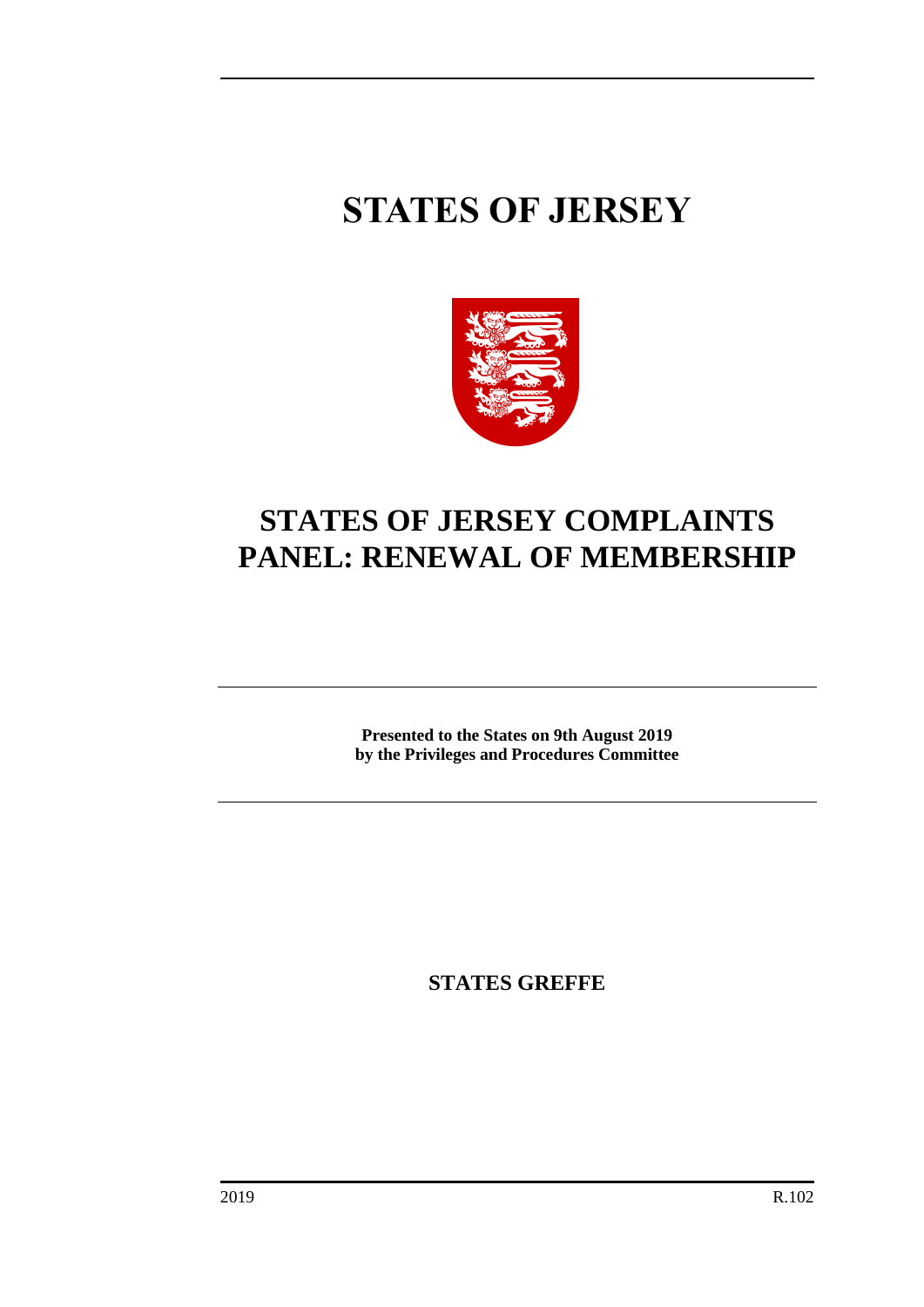# STATES OF JERSEY

## STATES OF JERSEY COMPLAINTS PANEL: RENEWAL OF MEMBERSHIP

**Presented to the States on 9th August 2019**
**by the Privileges and Procedures Committee**

**STATES GREFFE**

2019 R.102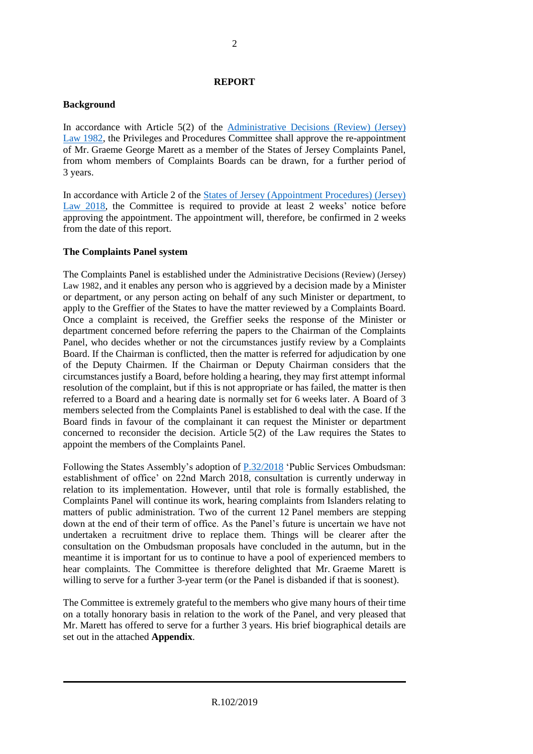## REPORT

### Background

In accordance with Article 5(2) of the [Administrative Decisions (Review) (Jersey) Law 1982](), the Privileges and Procedures Committee shall approve the re-appointment of Mr. Graeme George Marett as a member of the States of Jersey Complaints Panel, from whom members of Complaints Boards can be drawn, for a further period of 3 years.

In accordance with Article 2 of the [States of Jersey (Appointment Procedures) (Jersey) Law 2018](), the Committee is required to provide at least 2 weeks' notice before approving the appointment. The appointment will, therefore, be confirmed in 2 weeks from the date of this report.

### The Complaints Panel system

The Complaints Panel is established under the Administrative Decisions (Review) (Jersey) Law 1982, and it enables any person who is aggrieved by a decision made by a Minister or department, or any person acting on behalf of any such Minister or department, to apply to the Greffier of the States to have the matter reviewed by a Complaints Board. Once a complaint is received, the Greffier seeks the response of the Minister or department concerned before referring the papers to the Chairman of the Complaints Panel, who decides whether or not the circumstances justify review by a Complaints Board. If the Chairman is conflicted, then the matter is referred for adjudication by one of the Deputy Chairmen. If the Chairman or Deputy Chairman considers that the circumstances justify a Board, before holding a hearing, they may first attempt informal resolution of the complaint, but if this is not appropriate or has failed, the matter is then referred to a Board and a hearing date is normally set for 6 weeks later. A Board of 3 members selected from the Complaints Panel is established to deal with the case. If the Board finds in favour of the complainant it can request the Minister or department concerned to reconsider the decision. Article 5(2) of the Law requires the States to appoint the members of the Complaints Panel.

Following the States Assembly's adoption of [P.32/2018]() 'Public Services Ombudsman: establishment of office' on 22nd March 2018, consultation is currently underway in relation to its implementation. However, until that role is formally established, the Complaints Panel will continue its work, hearing complaints from Islanders relating to matters of public administration. Two of the current 12 Panel members are stepping down at the end of their term of office. As the Panel's future is uncertain we have not undertaken a recruitment drive to replace them. Things will be clearer after the consultation on the Ombudsman proposals have concluded in the autumn, but in the meantime it is important for us to continue to have a pool of experienced members to hear complaints. The Committee is therefore delighted that Mr. Graeme Marett is willing to serve for a further 3-year term (or the Panel is disbanded if that is soonest).

The Committee is extremely grateful to the members who give many hours of their time on a totally honorary basis in relation to the work of the Panel, and very pleased that Mr. Marett has offered to serve for a further 3 years. His brief biographical details are set out in the attached **Appendix**.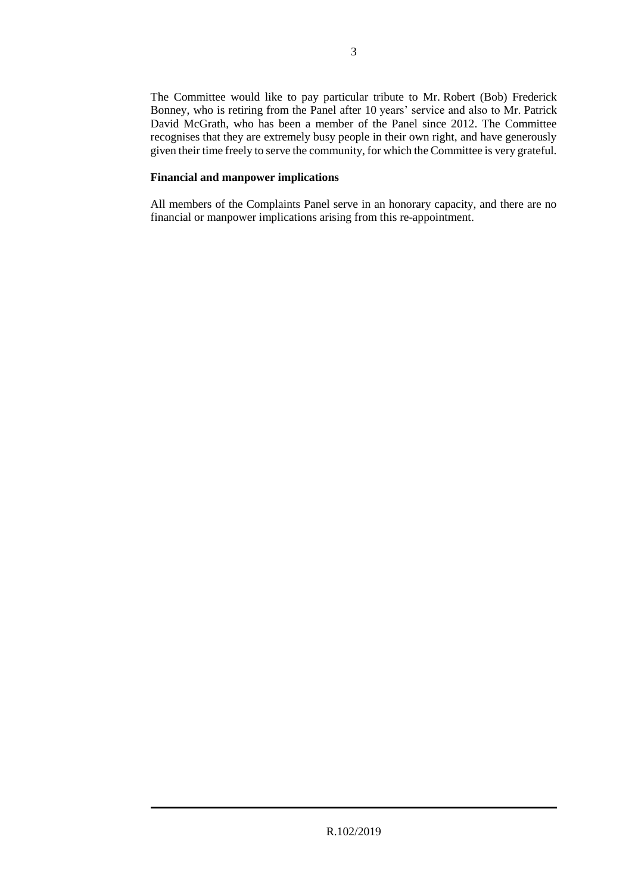The Committee would like to pay particular tribute to Mr. Robert (Bob) Frederick Bonney, who is retiring from the Panel after 10 years' service and also to Mr. Patrick David McGrath, who has been a member of the Panel since 2012. The Committee recognises that they are extremely busy people in their own right, and have generously given their time freely to serve the community, for which the Committee is very grateful.

**Financial and manpower implications**

All members of the Complaints Panel serve in an honorary capacity, and there are no financial or manpower implications arising from this re-appointment.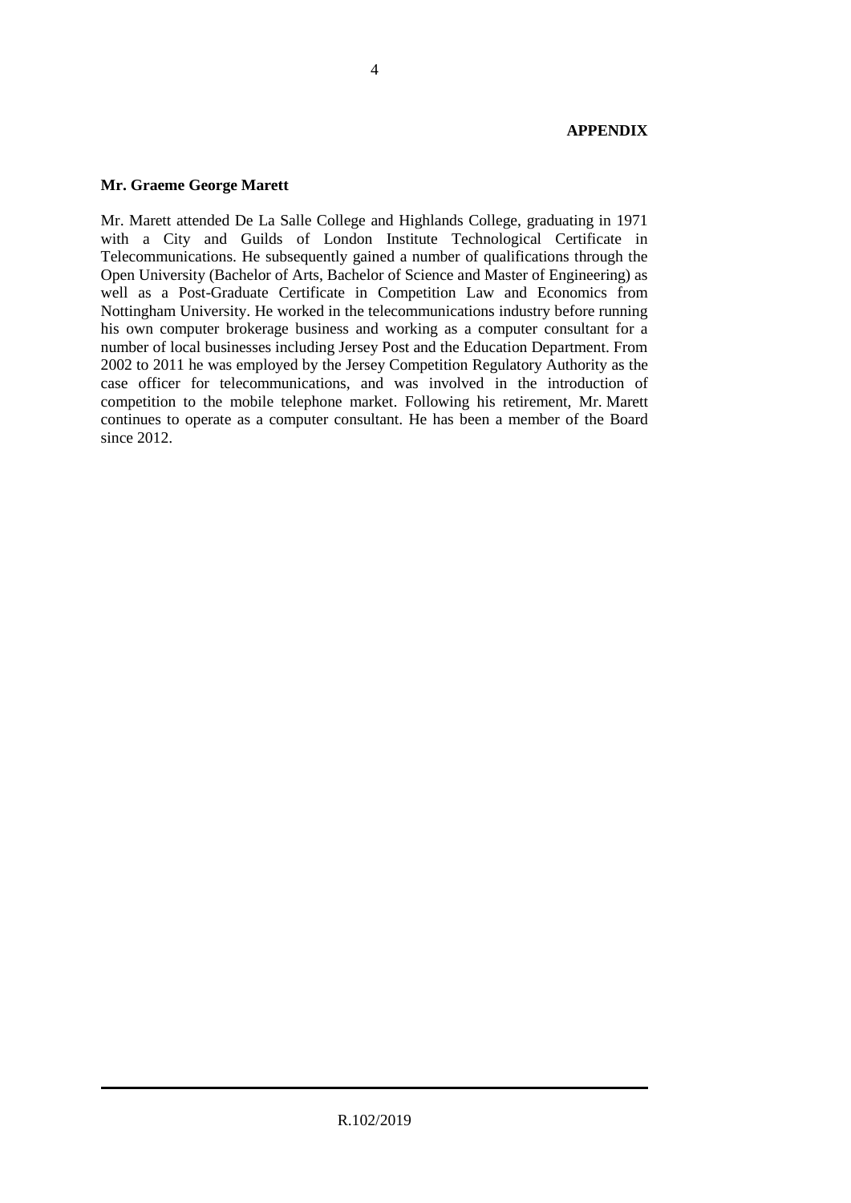**APPENDIX**

**Mr. Graeme George Marett**

Mr. Marett attended De La Salle College and Highlands College, graduating in 1971 with a City and Guilds of London Institute Technological Certificate in Telecommunications. He subsequently gained a number of qualifications through the Open University (Bachelor of Arts, Bachelor of Science and Master of Engineering) as well as a Post-Graduate Certificate in Competition Law and Economics from Nottingham University. He worked in the telecommunications industry before running his own computer brokerage business and working as a computer consultant for a number of local businesses including Jersey Post and the Education Department. From 2002 to 2011 he was employed by the Jersey Competition Regulatory Authority as the case officer for telecommunications, and was involved in the introduction of competition to the mobile telephone market. Following his retirement, Mr. Marett continues to operate as a computer consultant. He has been a member of the Board since 2012.